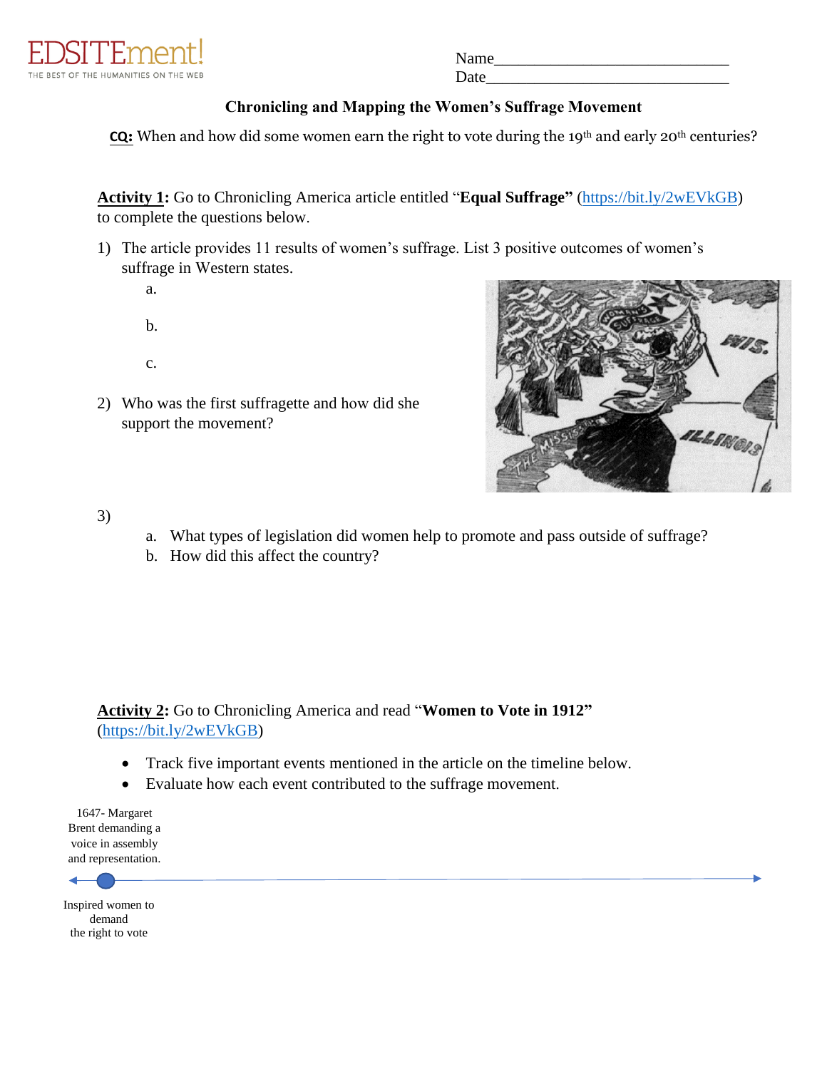EDSITEment!
THE BEST OF THE HUMANITIES ON THE WEB

Name____________________________
Date_____________________________

## Chronicling and Mapping the Women's Suffrage Movement

**CQ:** When and how did some women earn the right to vote during the 19th and early 20th centuries?

**Activity 1:** Go to Chronicling America article entitled "**Equal Suffrage**" (https://bit.ly/2wEVkGB) to complete the questions below.

1) The article provides 11 results of women's suffrage. List 3 positive outcomes of women's suffrage in Western states.
   a.
   b.
   c.

2) Who was the first suffragette and how did she support the movement?

3)
   a. What types of legislation did women help to promote and pass outside of suffrage?
   b. How did this affect the country?

**Activity 2:** Go to Chronicling America and read "**Women to Vote in 1912**" (https://bit.ly/2wEVkGB)

- Track five important events mentioned in the article on the timeline below.
- Evaluate how each event contributed to the suffrage movement.

1647- Margaret Brent demanding a voice in assembly and representation.

Inspired women to demand the right to vote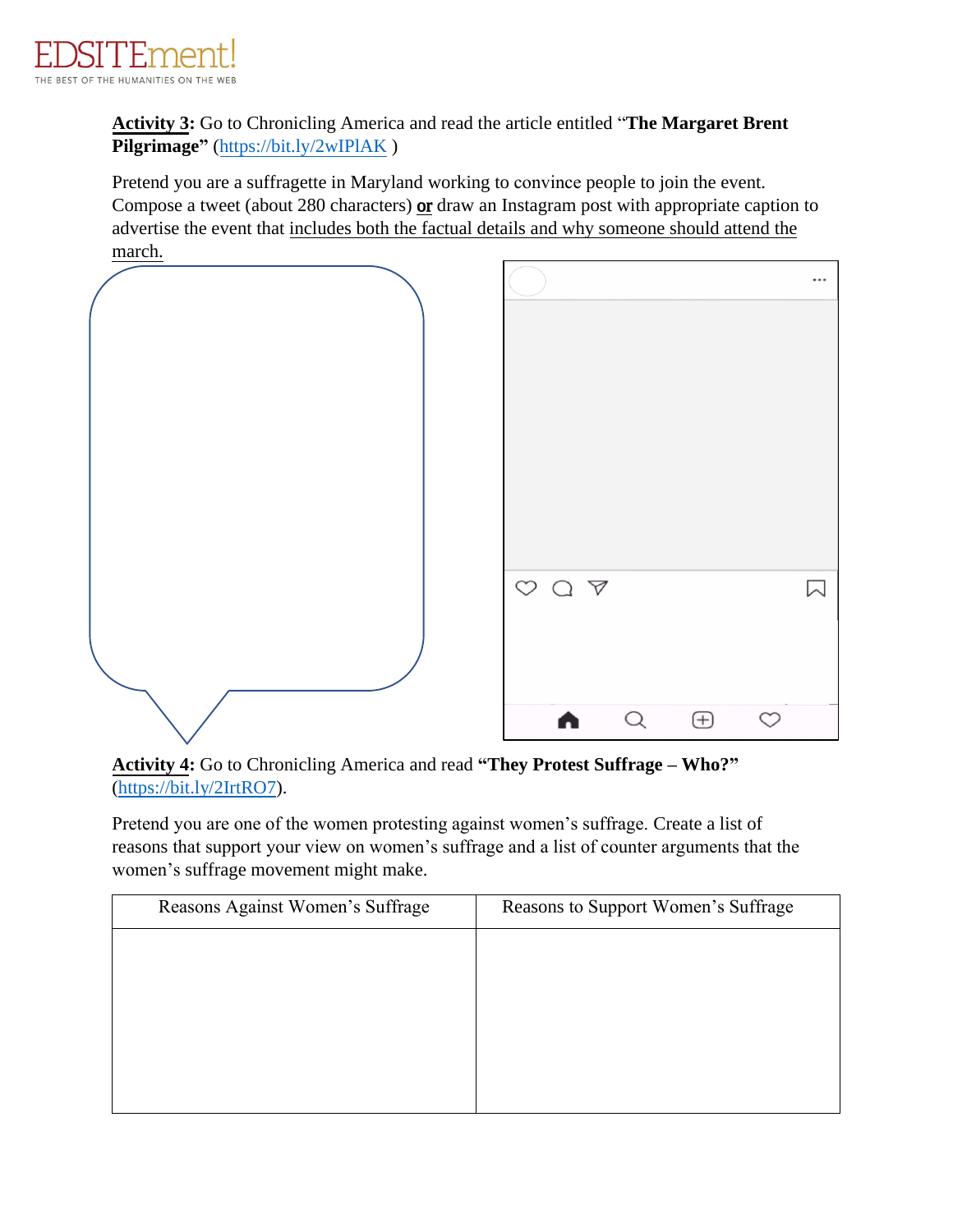**Activity 3:** Go to Chronicling America and read the article entitled "**The Margaret Brent Pilgrimage**" (https://bit.ly/2wIPlAK )

Pretend you are a suffragette in Maryland working to convince people to join the event. Compose a tweet (about 280 characters) **or** draw an Instagram post with appropriate caption to advertise the event that includes both the factual details and why someone should attend the march.

**Activity 4:** Go to Chronicling America and read **"They Protest Suffrage – Who?"** (https://bit.ly/2IrtRO7).

Pretend you are one of the women protesting against women's suffrage. Create a list of reasons that support your view on women's suffrage and a list of counter arguments that the women's suffrage movement might make.

| Reasons Against Women's Suffrage | Reasons to Support Women's Suffrage |
|---|---|
| | |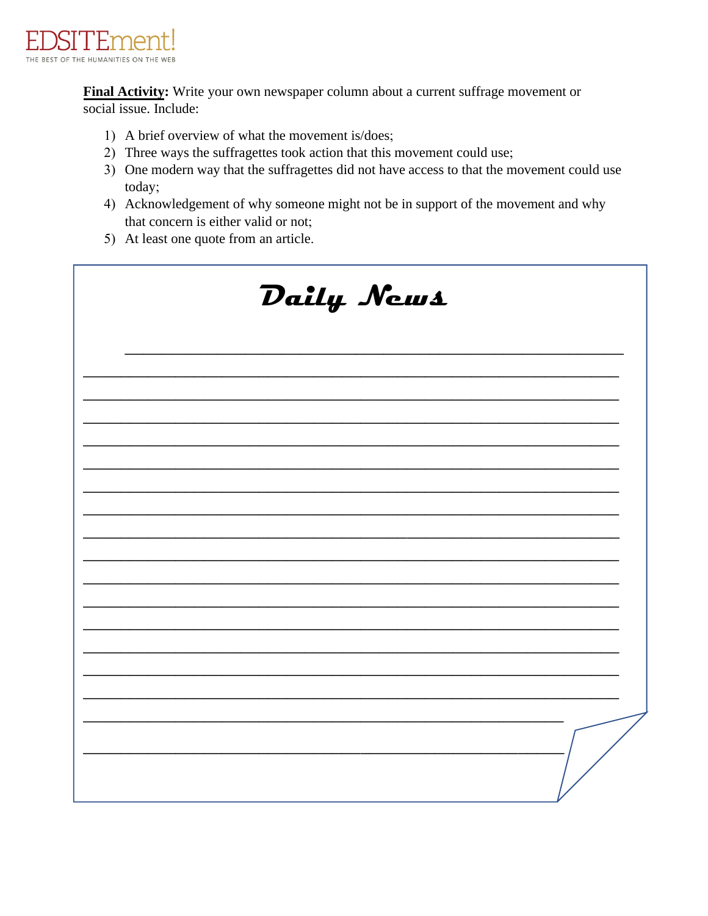**Final Activity:** Write your own newspaper column about a current suffrage movement or social issue. Include:

1) A brief overview of what the movement is/does;
2) Three ways the suffragettes took action that this movement could use;
3) One modern way that the suffragettes did not have access to that the movement could use today;
4) Acknowledgement of why someone might not be in support of the movement and why that concern is either valid or not;
5) At least one quote from an article.

## *Daily News*

____________________________________________________________

____________________________________________________________

____________________________________________________________

____________________________________________________________

____________________________________________________________

____________________________________________________________

____________________________________________________________

____________________________________________________________

____________________________________________________________

____________________________________________________________

____________________________________________________________

____________________________________________________________

____________________________________________________________

____________________________________________________________

____________________________________________________________

____________________________________________________________

____________________________________________________________

____________________________________________________________